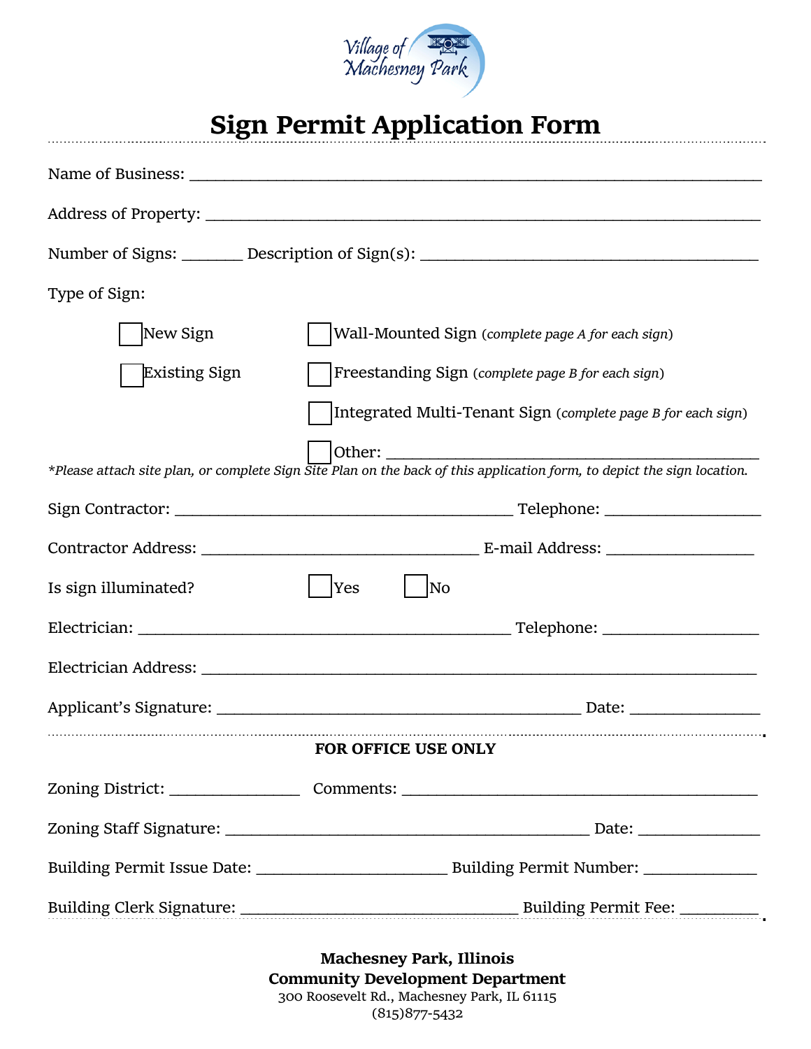# Sign Permit Application Form

Name of Business: ______________________________________________________________

Address of Property: ____________________________________________________________

Number of Signs: _______ Description of Sign(s): ______________________________________

Type of Sign:

☐ New Sign ☐ Wall-Mounted Sign (*complete page A for each sign*)

☐ Existing Sign ☐ Freestanding Sign (*complete page B for each sign*)

☐ Integrated Multi-Tenant Sign (*complete page B for each sign*)

☐ Other: ____________________________________________

*\*Please attach site plan, or complete Sign Site Plan on the back of this application form, to depict the sign location.*

Sign Contractor: _______________________________________ Telephone: __________________

Contractor Address: ________________________________ E-mail Address: _________________

Is sign illuminated? ☐ Yes ☐ No

Electrician: ___________________________________________ Telephone: __________________

Electrician Address: ____________________________________________________________

Applicant's Signature: __________________________________________ Date: _______________

**FOR OFFICE USE ONLY**

Zoning District: _______________ Comments: ___________________________________________

Zoning Staff Signature: __________________________________________ Date: ______________

Building Permit Issue Date: ______________________ Building Permit Number: _____________

Building Clerk Signature: ________________________________ Building Permit Fee: _________

**Machesney Park, Illinois**
**Community Development Department**
300 Roosevelt Rd., Machesney Park, IL 61115
(815)877-5432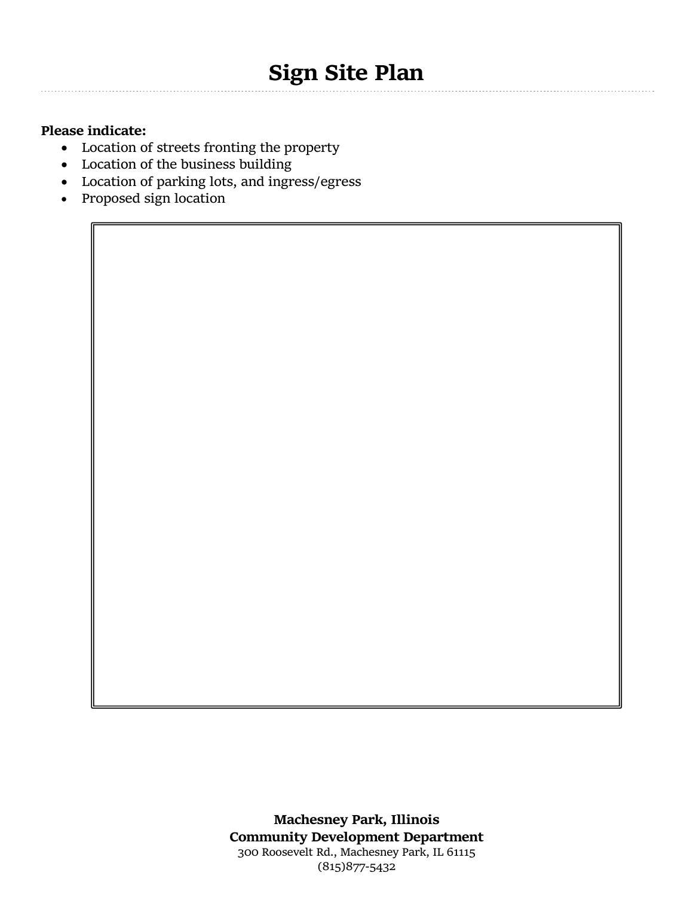# Sign Site Plan

**Please indicate:**

- Location of streets fronting the property
- Location of the business building
- Location of parking lots, and ingress/egress
- Proposed sign location

**Machesney Park, Illinois**
**Community Development Department**
300 Roosevelt Rd., Machesney Park, IL 61115
(815)877-5432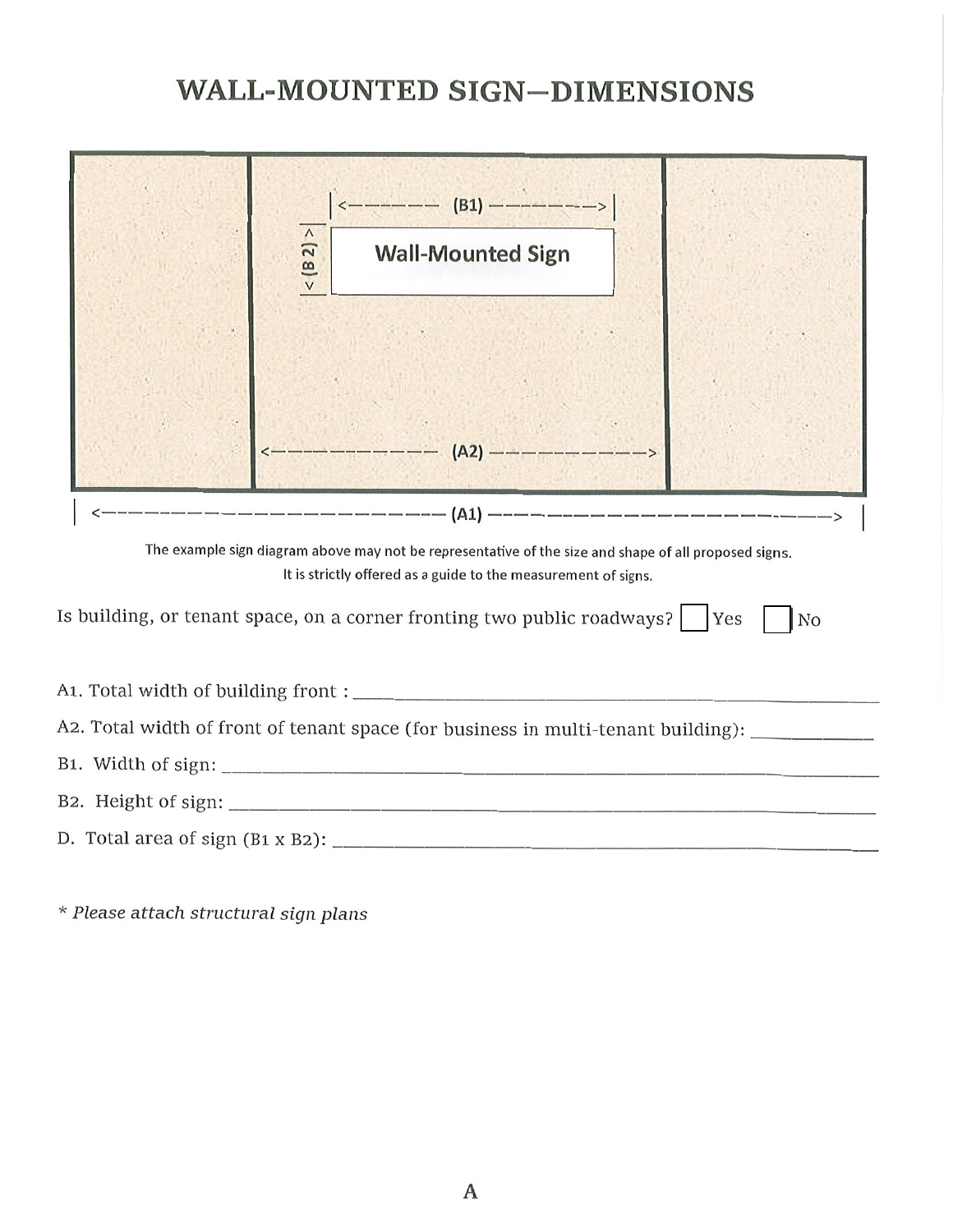# WALL-MOUNTED SIGN—DIMENSIONS

|<------- (B1) ------->|

|<(B2)>| **Wall-Mounted Sign**

<----------- (A2) ----------->

| <----------------------- (A1) -----------------------> |

The example sign diagram above may not be representative of the size and shape of all proposed signs. It is strictly offered as a guide to the measurement of signs.

Is building, or tenant space, on a corner fronting two public roadways? ☐ Yes ☐ No

A1. Total width of building front : ______________________________

A2. Total width of front of tenant space (for business in multi-tenant building): ____________

B1. Width of sign: ______________________________

B2. Height of sign: ______________________________

D. Total area of sign (B1 x B2): ______________________________

*\* Please attach structural sign plans*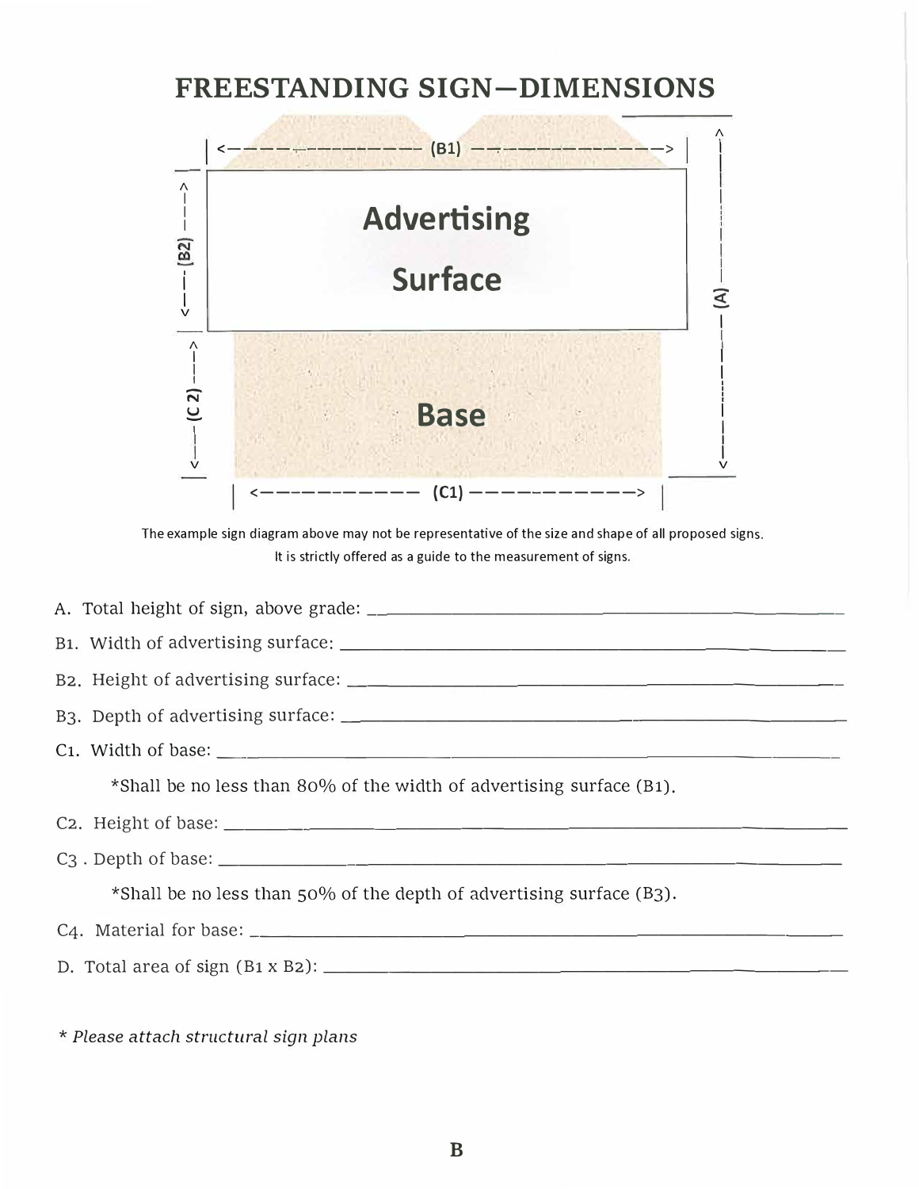# FREESTANDING SIGN—DIMENSIONS

(B1)

(B2)

Advertising Surface

(A)

(C 2)

Base

(C1)

The example sign diagram above may not be representative of the size and shape of all proposed signs.
It is strictly offered as a guide to the measurement of signs.

A. Total height of sign, above grade: ______________________________

B1. Width of advertising surface: ______________________________

B2. Height of advertising surface: ______________________________

B3. Depth of advertising surface: ______________________________

C1. Width of base: ______________________________

*Shall be no less than 80% of the width of advertising surface (B1).

C2. Height of base: ______________________________

C3 . Depth of base: ______________________________

*Shall be no less than 50% of the depth of advertising surface (B3).

C4. Material for base: ______________________________

D. Total area of sign (B1 x B2): ______________________________

*\* Please attach structural sign plans*

B